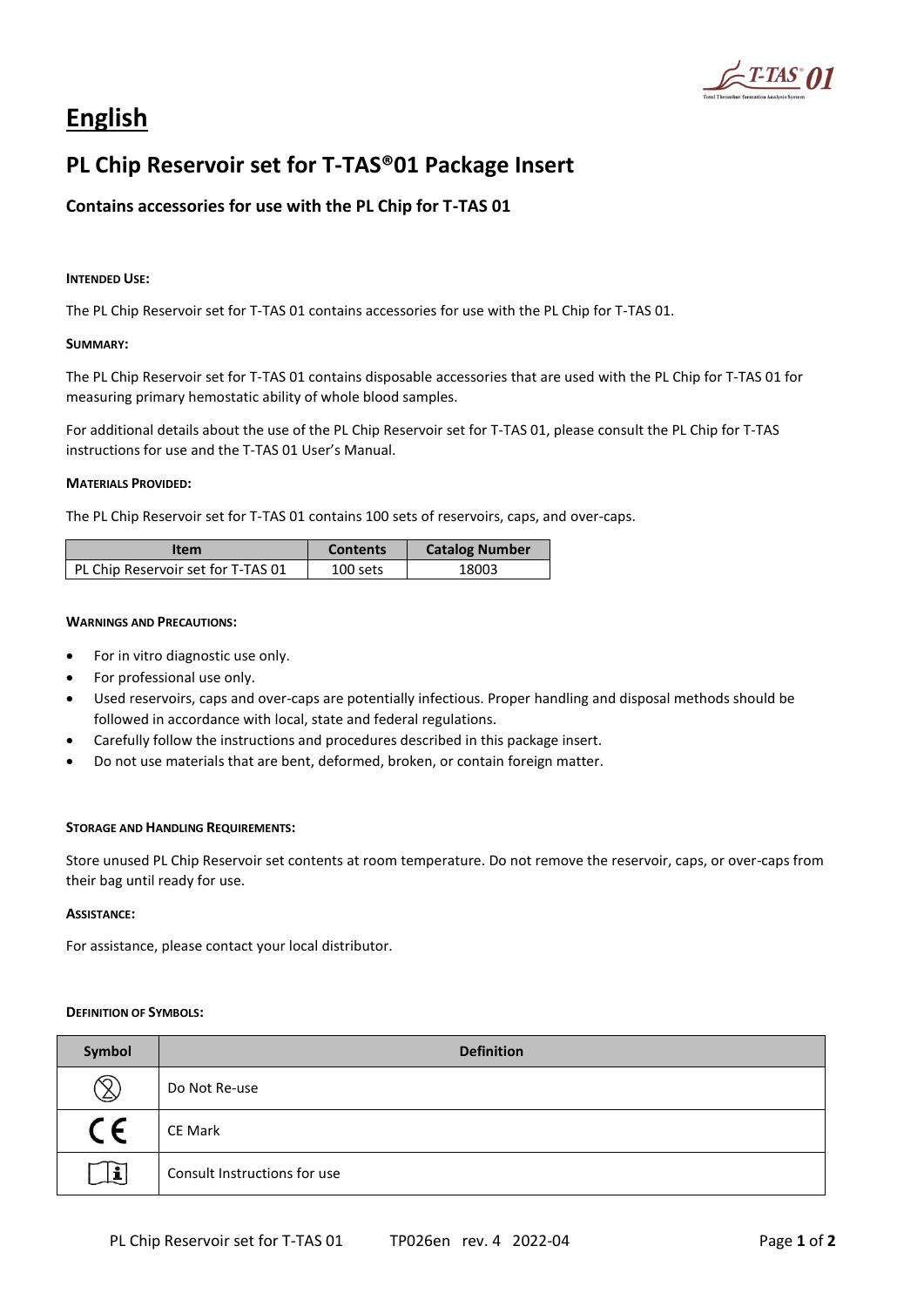# English

## PL Chip Reservoir set for T-TAS®01 Package Insert

### Contains accessories for use with the PL Chip for T-TAS 01

**INTENDED USE:**

The PL Chip Reservoir set for T-TAS 01 contains accessories for use with the PL Chip for T-TAS 01.

**SUMMARY:**

The PL Chip Reservoir set for T-TAS 01 contains disposable accessories that are used with the PL Chip for T-TAS 01 for measuring primary hemostatic ability of whole blood samples.

For additional details about the use of the PL Chip Reservoir set for T-TAS 01, please consult the PL Chip for T-TAS instructions for use and the T-TAS 01 User's Manual.

**MATERIALS PROVIDED:**

The PL Chip Reservoir set for T-TAS 01 contains 100 sets of reservoirs, caps, and over-caps.

| Item | Contents | Catalog Number |
|---|---|---|
| PL Chip Reservoir set for T-TAS 01 | 100 sets | 18003 |

**WARNINGS AND PRECAUTIONS:**

- For in vitro diagnostic use only.
- For professional use only.
- Used reservoirs, caps and over-caps are potentially infectious. Proper handling and disposal methods should be followed in accordance with local, state and federal regulations.
- Carefully follow the instructions and procedures described in this package insert.
- Do not use materials that are bent, deformed, broken, or contain foreign matter.

**STORAGE AND HANDLING REQUIREMENTS:**

Store unused PL Chip Reservoir set contents at room temperature. Do not remove the reservoir, caps, or over-caps from their bag until ready for use.

**ASSISTANCE:**

For assistance, please contact your local distributor.

**DEFINITION OF SYMBOLS:**

| Symbol | Definition |
|---|---|
| ⊗ | Do Not Re-use |
| CE | CE Mark |
| 📖i | Consult Instructions for use |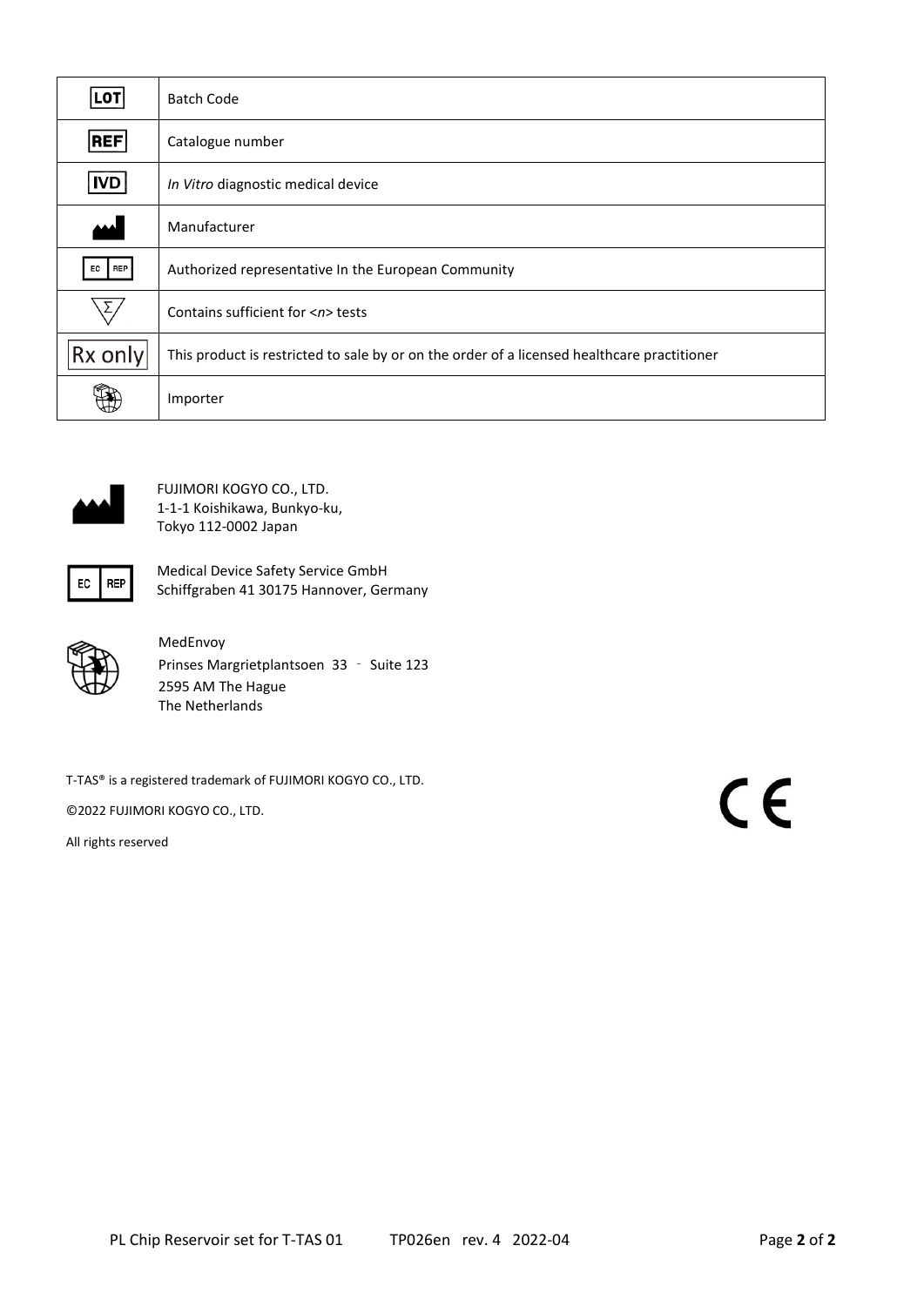| | |
|---|---|
| LOT | Batch Code |
| REF | Catalogue number |
| IVD | *In Vitro* diagnostic medical device |
| | Manufacturer |
| EC REP | Authorized representative In the European Community |
| | Contains sufficient for <*n*> tests |
| Rx only | This product is restricted to sale by or on the order of a licensed healthcare practitioner |
| | Importer |

FUJIMORI KOGYO CO., LTD.
1-1-1 Koishikawa, Bunkyo-ku,
Tokyo 112-0002 Japan

EC REP
Medical Device Safety Service GmbH
Schiffgraben 41 30175 Hannover, Germany

MedEnvoy
Prinses Margrietplantsoen 33 - Suite 123
2595 AM The Hague
The Netherlands

T-TAS® is a registered trademark of FUJIMORI KOGYO CO., LTD.

©2022 FUJIMORI KOGYO CO., LTD.

All rights reserved

CE

PL Chip Reservoir set for T-TAS 01 TP026en rev. 4 2022-04